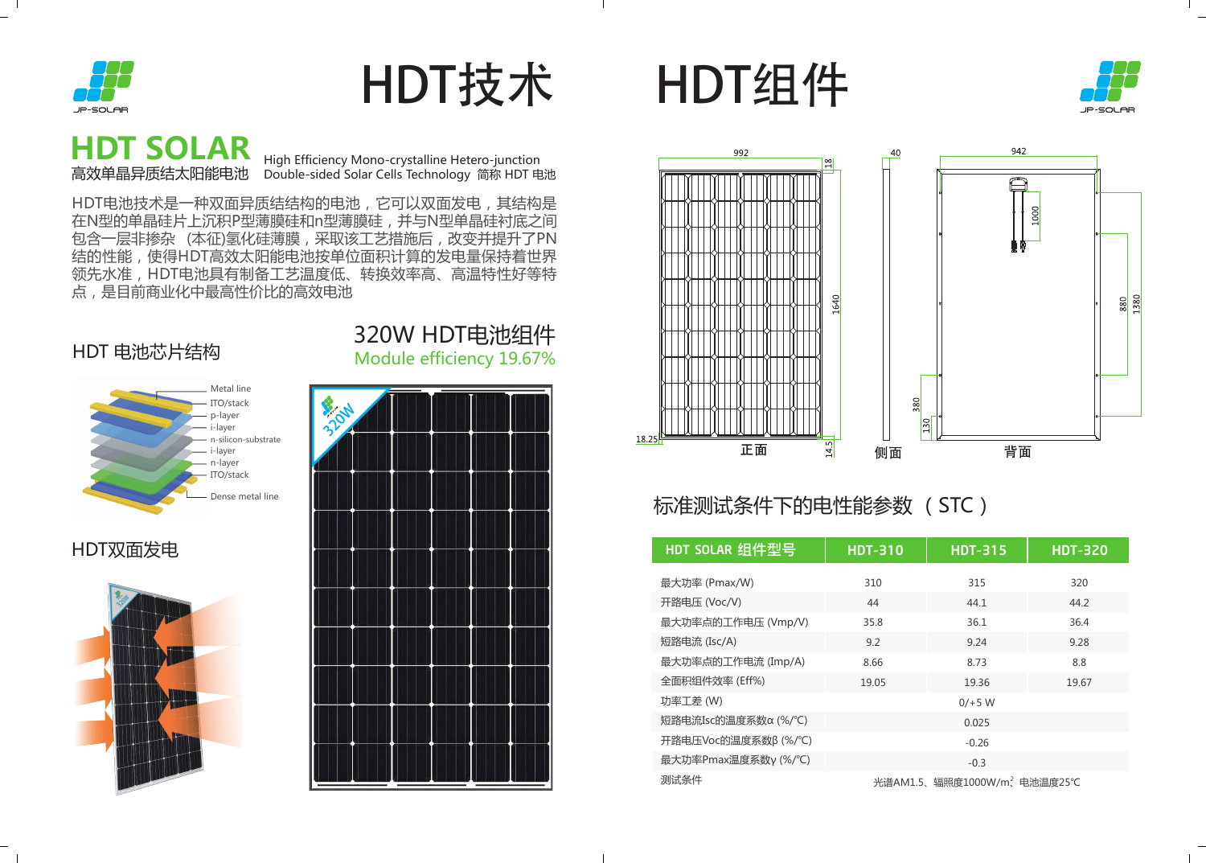# HDT技术

## HDT SOLAR

高效单晶异质结太阳能电池 High Efficiency Mono-crystalline Hetero-junction Double-sided Solar Cells Technology 简称 HDT 电池

HDT电池技术是一种双面异质结结构的电池，它可以双面发电，其结构是在N型的单晶硅片上沉积P型薄膜硅和n型薄膜硅，并与N型单晶硅衬底之间包含一层非掺杂（本征)氢化硅薄膜，采取该工艺措施后，改变并提升了PN结的性能，使得HDT高效太阳能电池按单位面积计算的发电量保持着世界领先水准，HDT电池具有制备工艺温度低、转换效率高、高温特性好等特点，是目前商业化中最高性价比的高效电池

### HDT 电池芯片结构

Metal line
ITO/stack
p-layer
i-layer
n-silicon-substrate
i-layer
n-layer
ITO/stack
Dense metal line

### 320W HDT电池组件

Module efficiency 19.67%

### HDT双面发电

# HDT组件

992 | 18 | 40 | 942 | 1000 | 1640 | 880 | 1380 | 380 | 130 | 18.25 | 14.5

正面　侧面　背面

## 标准测试条件下的电性能参数 （STC）

| HDT SOLAR 组件型号 | HDT-310 | HDT-315 | HDT-320 |
|---|---|---|---|
| 最大功率 (Pmax/W) | 310 | 315 | 320 |
| 开路电压 (Voc/V) | 44 | 44.1 | 44.2 |
| 最大功率点的工作电压 (Vmp/V) | 35.8 | 36.1 | 36.4 |
| 短路电流 (Isc/A) | 9.2 | 9.24 | 9.28 |
| 最大功率点的工作电流 (Imp/A) | 8.66 | 8.73 | 8.8 |
| 全面积组件效率 (Eff%) | 19.05 | 19.36 | 19.67 |
| 功率工差 (W) | 0/+5 W | | |
| 短路电流Isc的温度系数α (%/℃) | 0.025 | | |
| 开路电压Voc的温度系数β (%/℃) | -0.26 | | |
| 最大功率Pmax温度系数γ (%/℃) | -0.3 | | |
| 测试条件 | 光谱AM1.5、辐照度1000W/m²　电池温度25℃ | | |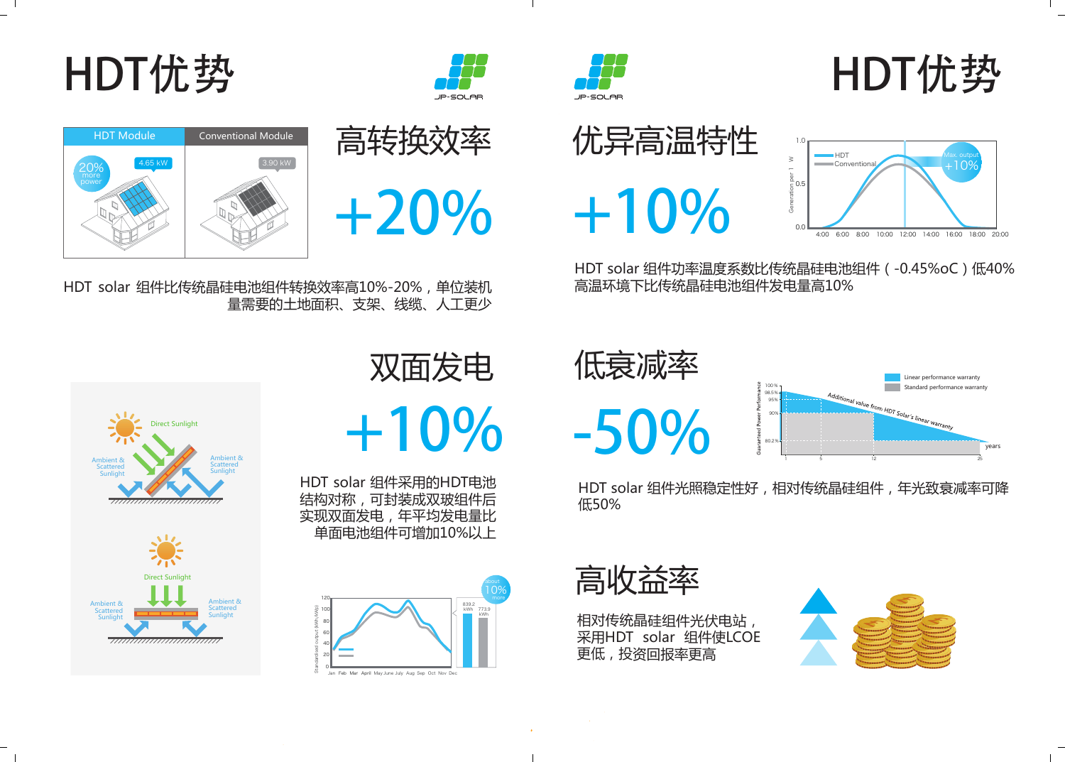# HDT优势

JP-SOLAR

HDT Module

Conventional Module

20% more power

4.65 kW

3.90 kW

## 高转换效率

+20%

HDT solar 组件比传统晶硅电池组件转换效率高10%-20%，单位装机量需要的土地面积、支架、线缆、人工更少

JP-SOLAR

# HDT优势

## 优异高温特性

+10%

1.0

0.5

0.0

Generation per 1 W

HDT

Conventional

Max. output +10%

4:00 6:00 8:00 10:00 12:00 14:00 16:00 18:00 20:00

HDT solar 组件功率温度系数比传统晶硅电池组件（-0.45%oC）低40%
高温环境下比传统晶硅电池组件发电量高10%

## 双面发电

+10%

Direct Sunlight

Ambient & Scattered Sunlight

Ambient & Scattered Sunlight

Direct Sunlight

Ambient & Scattered Sunlight

Ambient & Scattered Sunlight

HDT solar 组件采用的HDT电池结构对称，可封装成双玻组件后实现双面发电，年平均发电量比单面电池组件可增加10%以上

120
100
80
60
40
20
0

Standardised output (kWh/kWp)

Jan Feb Mar April May June July Aug Sep Oct Nov Dec

839.2 kWh

773.9 kWh

about 10% more

## 低衰减率

-50%

Linear performance warranty

Standard performance warranty

100%
98.5%
95%
90%
80.2%

Guaranteed Power Performance

Additional value from HDT Solar's linear warranty

1 5 12 25

years

HDT solar 组件光照稳定性好，相对传统晶硅组件，年光致衰减率可降低50%

## 高收益率

相对传统晶硅组件光伏电站，采用HDT solar 组件使LCOE更低，投资回报率更高